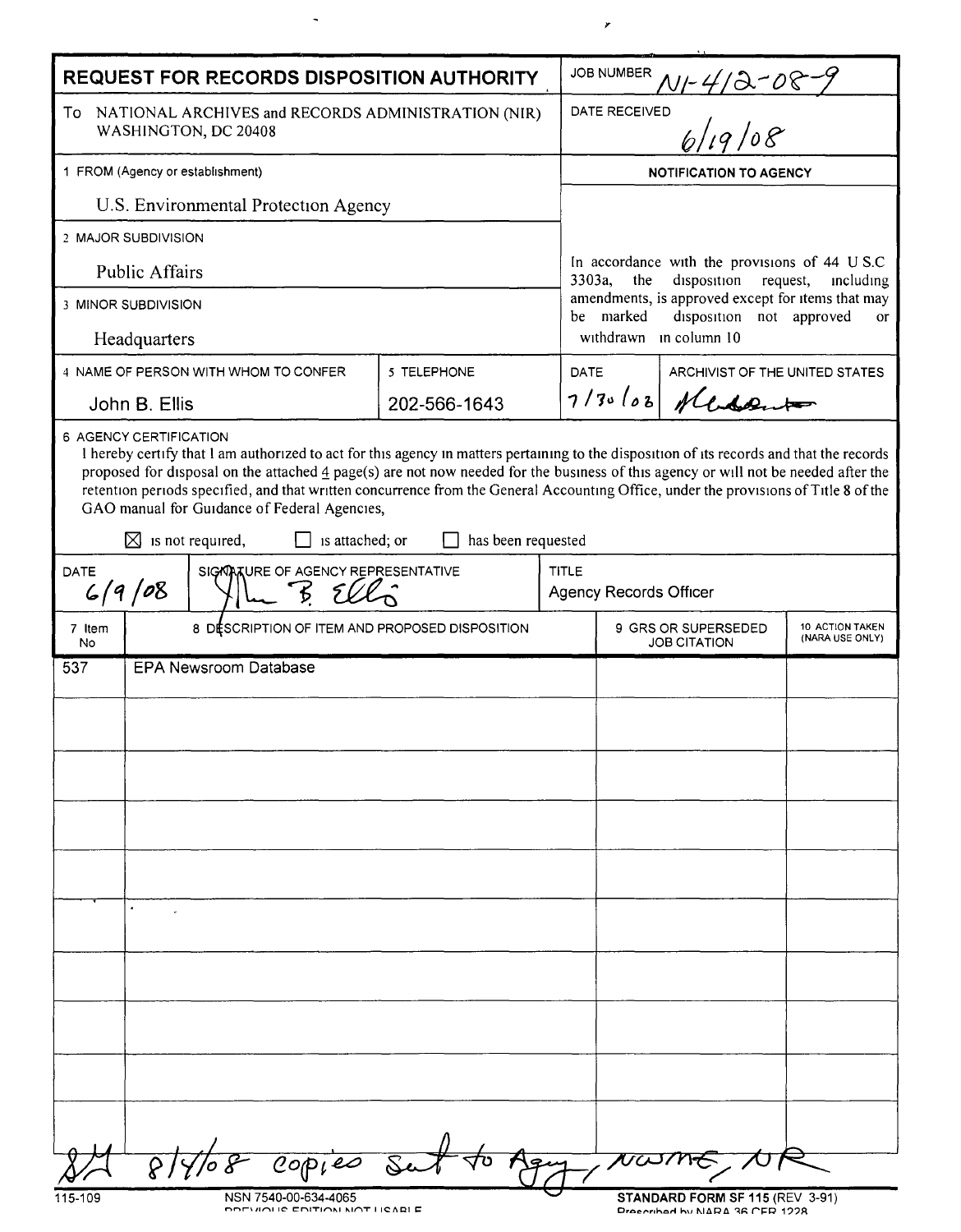# REQUEST FOR RECORDS DISPOSITION AUTHORITY

**JOB NUMBER** N1-412-08-9

**To** NATIONAL ARCHIVES and RECORDS ADMINISTRATION (NIR)
WASHINGTON, DC 20408

**DATE RECEIVED** 6/19/08

**1 FROM (Agency or establishment)**
U.S. Environmental Protection Agency

**2 MAJOR SUBDIVISION**
Public Affairs

**3 MINOR SUBDIVISION**
Headquarters

**NOTIFICATION TO AGENCY**

In accordance with the provisions of 44 U.S.C 3303a, the disposition request, including amendments, is approved except for items that may be marked disposition not approved or withdrawn in column 10

| 4 NAME OF PERSON WITH WHOM TO CONFER | 5 TELEPHONE | DATE | ARCHIVIST OF THE UNITED STATES |
|---|---|---|---|
| John B. Ellis | 202-566-1643 | 7/30/08 | [signature] |

**6 AGENCY CERTIFICATION**

I hereby certify that I am authorized to act for this agency in matters pertaining to the disposition of its records and that the records proposed for disposal on the attached 4 page(s) are not now needed for the business of this agency or will not be needed after the retention periods specified, and that written concurrence from the General Accounting Office, under the provisions of Title 8 of the GAO manual for Guidance of Federal Agencies,

☒ is not required, ☐ is attached; or ☐ has been requested

| DATE | SIGNATURE OF AGENCY REPRESENTATIVE | TITLE |
|---|---|---|
| 6/9/08 | John B. Ellis | Agency Records Officer |

| 7 Item No | 8 DESCRIPTION OF ITEM AND PROPOSED DISPOSITION | 9 GRS OR SUPERSEDED JOB CITATION | 10 ACTION TAKEN (NARA USE ONLY) |
|---|---|---|---|
| 537 | EPA Newsroom Database | | |

8/4/08 copies sent to Agcy, NWME, NR

115-109 NSN 7540-00-634-4065 PREVIOUS EDITION NOT USABLE

STANDARD FORM SF 115 (REV 3-91) Prescribed by NARA 36 CFR 1228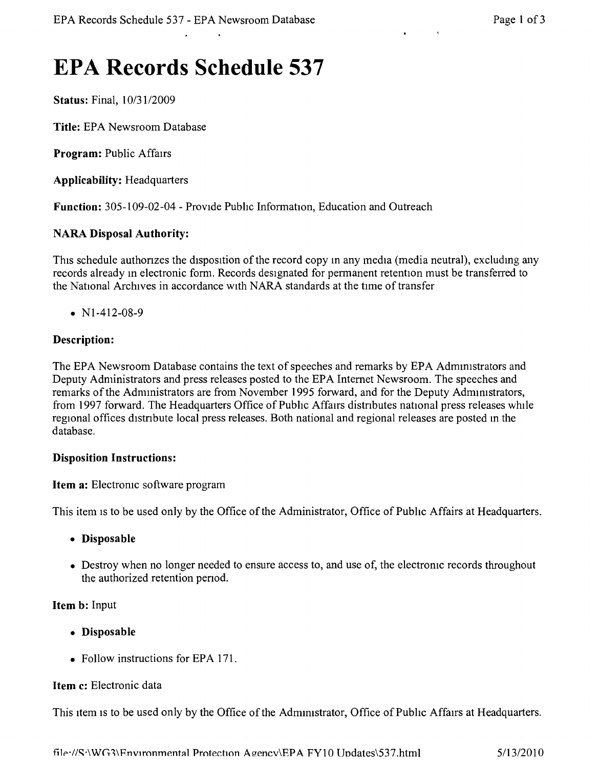# EPA Records Schedule 537

**Status:** Final, 10/31/2009

**Title:** EPA Newsroom Database

**Program:** Public Affairs

**Applicability:** Headquarters

**Function:** 305-109-02-04 - Provide Public Information, Education and Outreach

### NARA Disposal Authority:

This schedule authorizes the disposition of the record copy in any media (media neutral), excluding any records already in electronic form. Records designated for permanent retention must be transferred to the National Archives in accordance with NARA standards at the time of transfer

- N1-412-08-9

### Description:

The EPA Newsroom Database contains the text of speeches and remarks by EPA Administrators and Deputy Administrators and press releases posted to the EPA Internet Newsroom. The speeches and remarks of the Administrators are from November 1995 forward, and for the Deputy Administrators, from 1997 forward. The Headquarters Office of Public Affairs distributes national press releases while regional offices distribute local press releases. Both national and regional releases are posted in the database.

### Disposition Instructions:

**Item a:** Electronic software program

This item is to be used only by the Office of the Administrator, Office of Public Affairs at Headquarters.

- **Disposable**
- Destroy when no longer needed to ensure access to, and use of, the electronic records throughout the authorized retention period.

**Item b:** Input

- **Disposable**
- Follow instructions for EPA 171.

**Item c:** Electronic data

This item is to be used only by the Office of the Administrator, Office of Public Affairs at Headquarters.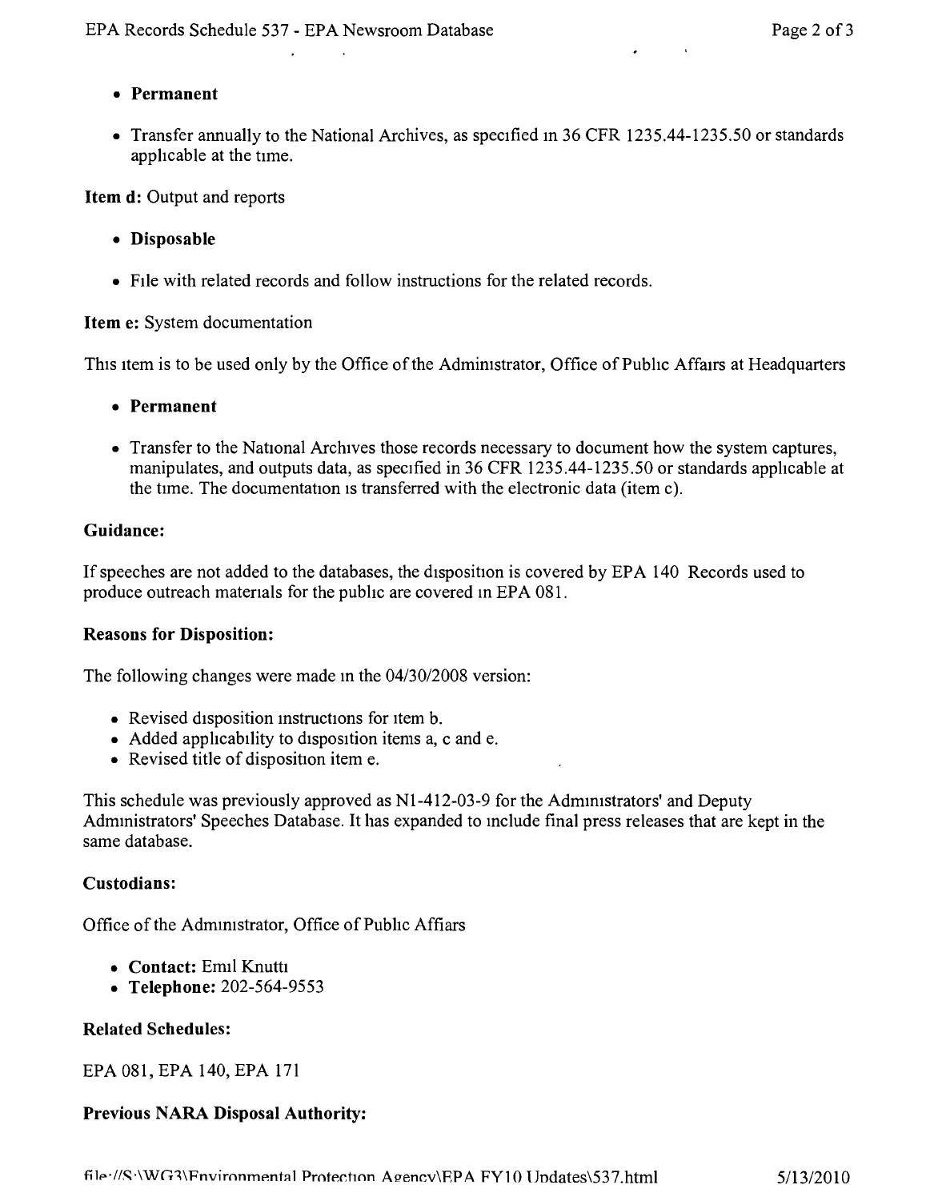- **Permanent**
- Transfer annually to the National Archives, as specified in 36 CFR 1235.44-1235.50 or standards applicable at the time.

**Item d:** Output and reports

- **Disposable**
- File with related records and follow instructions for the related records.

**Item e:** System documentation

This item is to be used only by the Office of the Administrator, Office of Public Affairs at Headquarters

- **Permanent**
- Transfer to the National Archives those records necessary to document how the system captures, manipulates, and outputs data, as specified in 36 CFR 1235.44-1235.50 or standards applicable at the time. The documentation is transferred with the electronic data (item c).

### Guidance:

If speeches are not added to the databases, the disposition is covered by EPA 140 Records used to produce outreach materials for the public are covered in EPA 081.

### Reasons for Disposition:

The following changes were made in the 04/30/2008 version:

- Revised disposition instructions for item b.
- Added applicability to disposition items a, c and e.
- Revised title of disposition item e.

This schedule was previously approved as N1-412-03-9 for the Administrators' and Deputy Administrators' Speeches Database. It has expanded to include final press releases that are kept in the same database.

### Custodians:

Office of the Administrator, Office of Public Affiars

- **Contact:** Emil Knutti
- **Telephone:** 202-564-9553

### Related Schedules:

EPA 081, EPA 140, EPA 171

### Previous NARA Disposal Authority: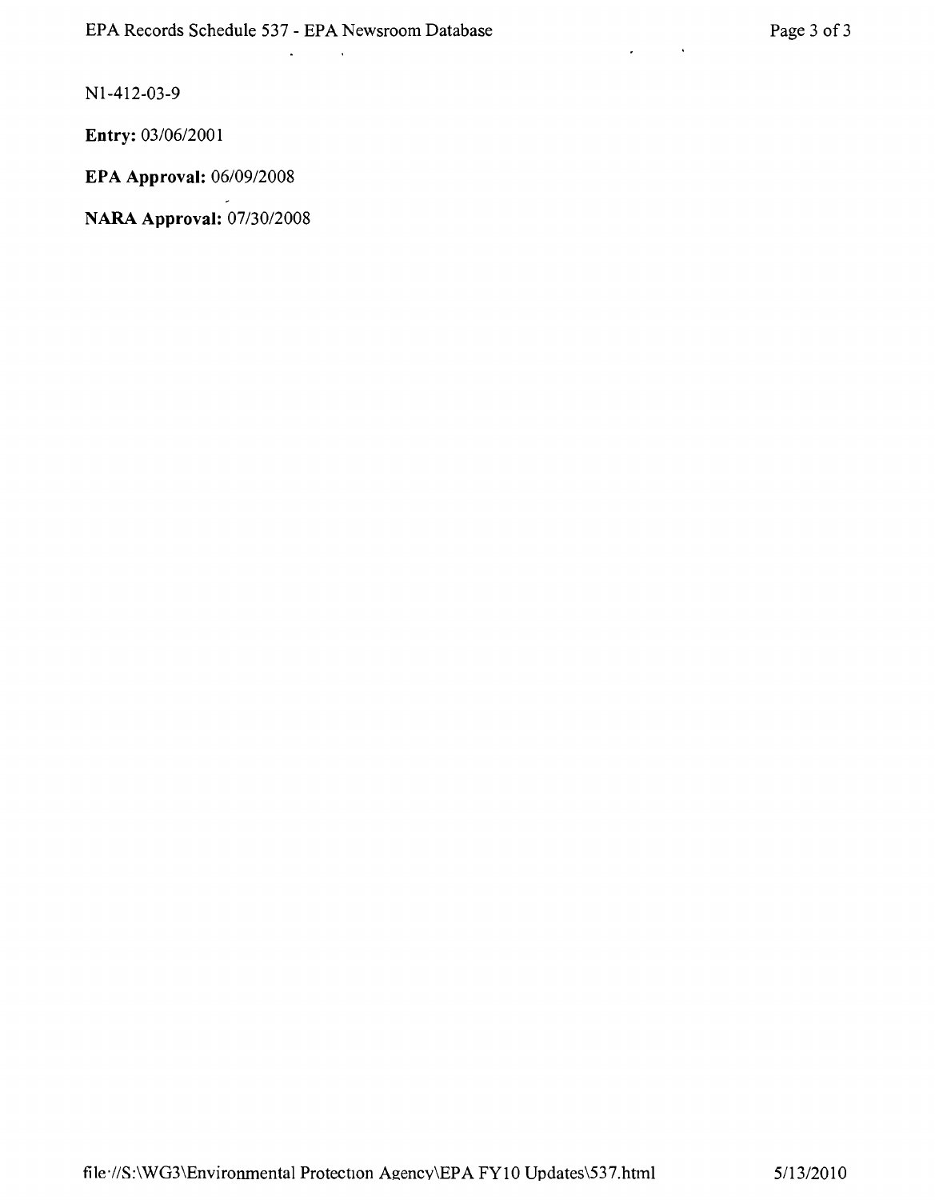N1-412-03-9

**Entry:** 03/06/2001

**EPA Approval:** 06/09/2008

**NARA Approval:** 07/30/2008